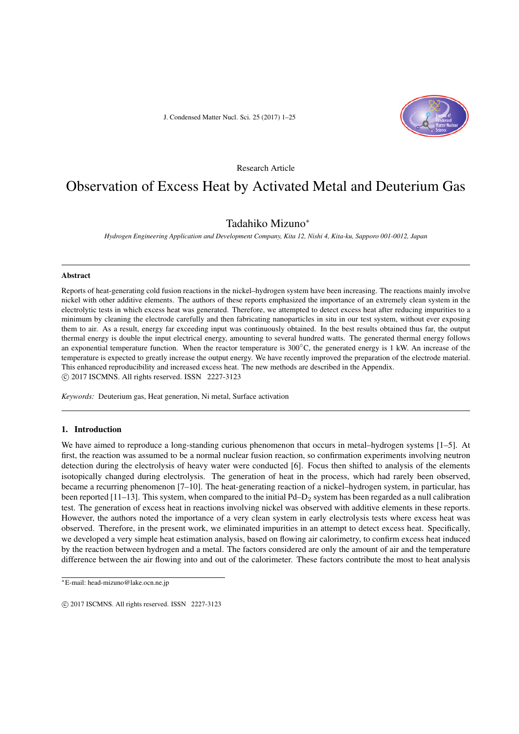Research Article

# Observation of Excess Heat by Activated Metal and Deuterium Gas

Tadahiko Mizuno*

*Hydrogen Engineering Application and Development Company, Kita 12, Nishi 4, Kita-ku, Sapporo 001-0012, Japan*

## Abstract

Reports of heat-generating cold fusion reactions in the nickel–hydrogen system have been increasing. The reactions mainly involve nickel with other additive elements. The authors of these reports emphasized the importance of an extremely clean system in the electrolytic tests in which excess heat was generated. Therefore, we attempted to detect excess heat after reducing impurities to a minimum by cleaning the electrode carefully and then fabricating nanoparticles in situ in our test system, without ever exposing them to air. As a result, energy far exceeding input was continuously obtained. In the best results obtained thus far, the output thermal energy is double the input electrical energy, amounting to several hundred watts. The generated thermal energy follows an exponential temperature function. When the reactor temperature is 300°C, the generated energy is 1 kW. An increase of the temperature is expected to greatly increase the output energy. We have recently improved the preparation of the electrode material. This enhanced reproducibility and increased excess heat. The new methods are described in the Appendix.

© 2017 ISCMNS. All rights reserved. ISSN 2227-3123

*Keywords:* Deuterium gas, Heat generation, Ni metal, Surface activation

## 1. Introduction

We have aimed to reproduce a long-standing curious phenomenon that occurs in metal–hydrogen systems [1–5]. At first, the reaction was assumed to be a normal nuclear fusion reaction, so confirmation experiments involving neutron detection during the electrolysis of heavy water were conducted [6]. Focus then shifted to analysis of the elements isotopically changed during electrolysis. The generation of heat in the process, which had rarely been observed, became a recurring phenomenon [7–10]. The heat-generating reaction of a nickel–hydrogen system, in particular, has been reported [11–13]. This system, when compared to the initial Pd–$D_2$ system has been regarded as a null calibration test. The generation of excess heat in reactions involving nickel was observed with additive elements in these reports. However, the authors noted the importance of a very clean system in early electrolysis tests where excess heat was observed. Therefore, in the present work, we eliminated impurities in an attempt to detect excess heat. Specifically, we developed a very simple heat estimation analysis, based on flowing air calorimetry, to confirm excess heat induced by the reaction between hydrogen and a metal. The factors considered are only the amount of air and the temperature difference between the air flowing into and out of the calorimeter. These factors contribute the most to heat analysis

*E-mail: head-mizuno@lake.ocn.ne.jp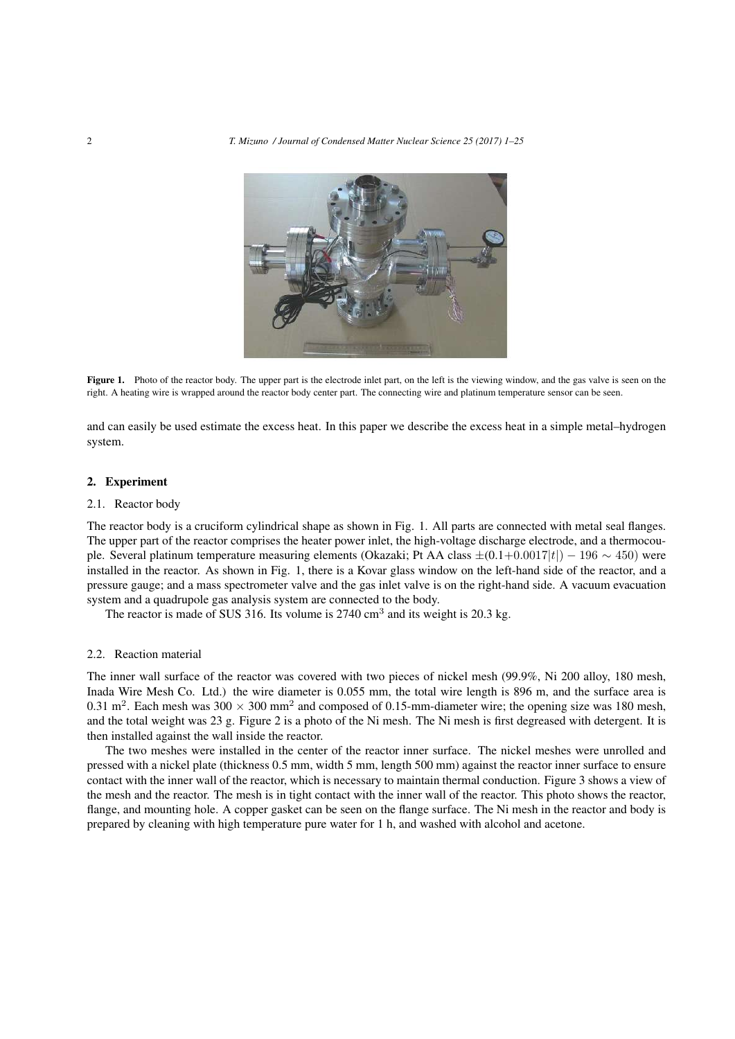Figure 1. Photo of the reactor body. The upper part is the electrode inlet part, on the left is the viewing window, and the gas valve is seen on the right. A heating wire is wrapped around the reactor body center part. The connecting wire and platinum temperature sensor can be seen.

and can easily be used estimate the excess heat. In this paper we describe the excess heat in a simple metal–hydrogen system.

## 2. Experiment

### 2.1. Reactor body

The reactor body is a cruciform cylindrical shape as shown in Fig. 1. All parts are connected with metal seal flanges. The upper part of the reactor comprises the heater power inlet, the high-voltage discharge electrode, and a thermocouple. Several platinum temperature measuring elements (Okazaki; Pt AA class $\pm(0.1{+}0.0017|t|) - 196 \sim 450$) were installed in the reactor. As shown in Fig. 1, there is a Kovar glass window on the left-hand side of the reactor, and a pressure gauge; and a mass spectrometer valve and the gas inlet valve is on the right-hand side. A vacuum evacuation system and a quadrupole gas analysis system are connected to the body.

The reactor is made of SUS 316. Its volume is 2740 cm$^3$ and its weight is 20.3 kg.

### 2.2. Reaction material

The inner wall surface of the reactor was covered with two pieces of nickel mesh (99.9%, Ni 200 alloy, 180 mesh, Inada Wire Mesh Co. Ltd.) the wire diameter is 0.055 mm, the total wire length is 896 m, and the surface area is 0.31 m$^2$. Each mesh was $300 \times 300$ mm$^2$ and composed of 0.15-mm-diameter wire; the opening size was 180 mesh, and the total weight was 23 g. Figure 2 is a photo of the Ni mesh. The Ni mesh is first degreased with detergent. It is then installed against the wall inside the reactor.

The two meshes were installed in the center of the reactor inner surface. The nickel meshes were unrolled and pressed with a nickel plate (thickness 0.5 mm, width 5 mm, length 500 mm) against the reactor inner surface to ensure contact with the inner wall of the reactor, which is necessary to maintain thermal conduction. Figure 3 shows a view of the mesh and the reactor. The mesh is in tight contact with the inner wall of the reactor. This photo shows the reactor, flange, and mounting hole. A copper gasket can be seen on the flange surface. The Ni mesh in the reactor and body is prepared by cleaning with high temperature pure water for 1 h, and washed with alcohol and acetone.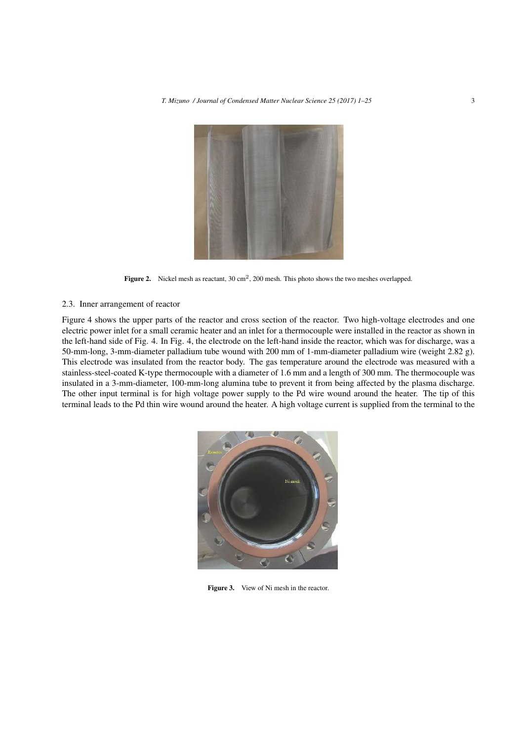Figure 2. Nickel mesh as reactant, 30 cm$^2$, 200 mesh. This photo shows the two meshes overlapped.

### 2.3. Inner arrangement of reactor

Figure 4 shows the upper parts of the reactor and cross section of the reactor. Two high-voltage electrodes and one electric power inlet for a small ceramic heater and an inlet for a thermocouple were installed in the reactor as shown in the left-hand side of Fig. 4. In Fig. 4, the electrode on the left-hand inside the reactor, which was for discharge, was a 50-mm-long, 3-mm-diameter palladium tube wound with 200 mm of 1-mm-diameter palladium wire (weight 2.82 g). This electrode was insulated from the reactor body. The gas temperature around the electrode was measured with a stainless-steel-coated K-type thermocouple with a diameter of 1.6 mm and a length of 300 mm. The thermocouple was insulated in a 3-mm-diameter, 100-mm-long alumina tube to prevent it from being affected by the plasma discharge. The other input terminal is for high voltage power supply to the Pd wire wound around the heater. The tip of this terminal leads to the Pd thin wire wound around the heater. A high voltage current is supplied from the terminal to the

Figure 3. View of Ni mesh in the reactor.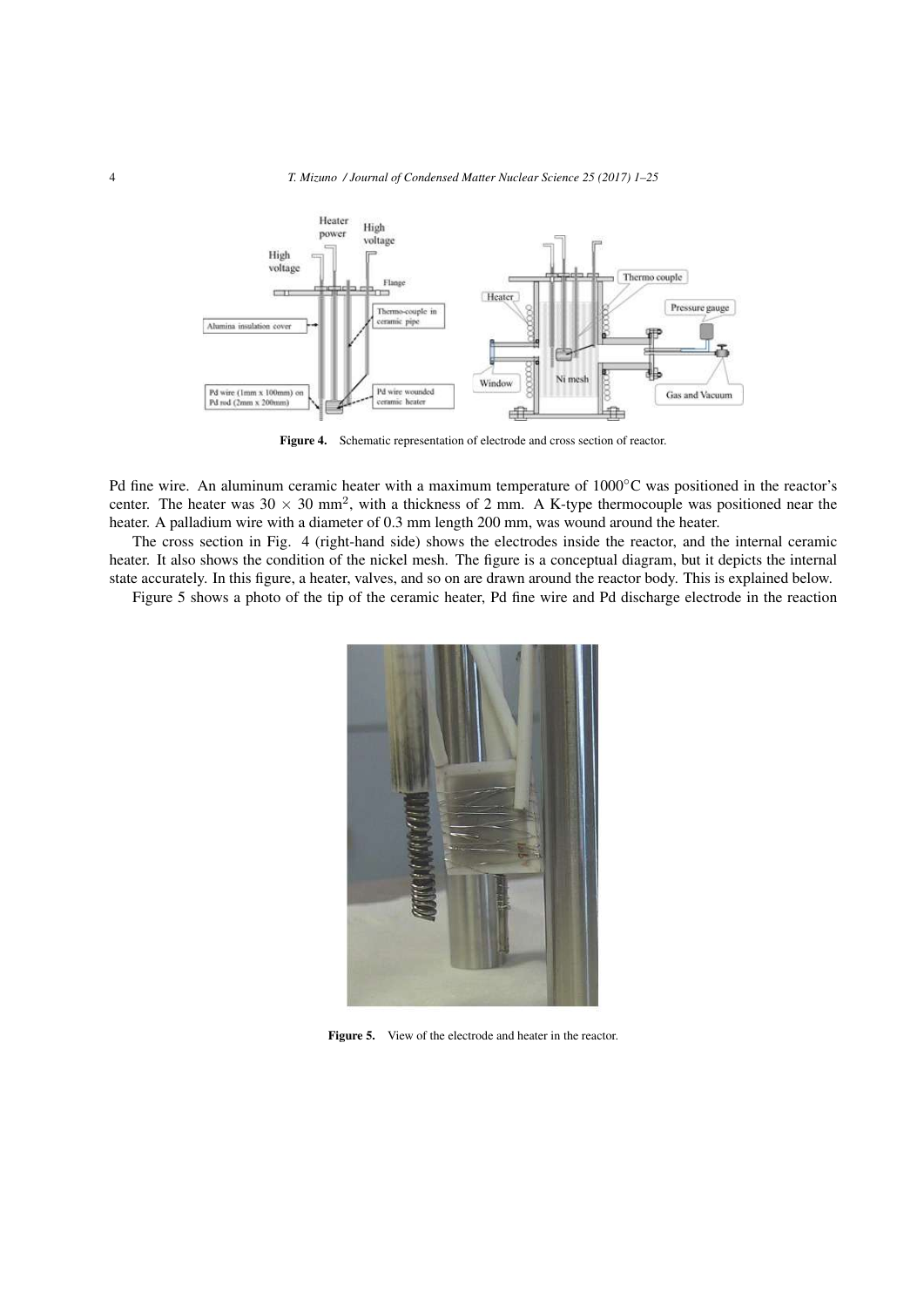Figure 4. Schematic representation of electrode and cross section of reactor.

Pd fine wire. An aluminum ceramic heater with a maximum temperature of 1000°C was positioned in the reactor's center. The heater was 30 × 30 mm$^2$, with a thickness of 2 mm. A K-type thermocouple was positioned near the heater. A palladium wire with a diameter of 0.3 mm length 200 mm, was wound around the heater.

The cross section in Fig. 4 (right-hand side) shows the electrodes inside the reactor, and the internal ceramic heater. It also shows the condition of the nickel mesh. The figure is a conceptual diagram, but it depicts the internal state accurately. In this figure, a heater, valves, and so on are drawn around the reactor body. This is explained below.

Figure 5 shows a photo of the tip of the ceramic heater, Pd fine wire and Pd discharge electrode in the reaction

Figure 5. View of the electrode and heater in the reactor.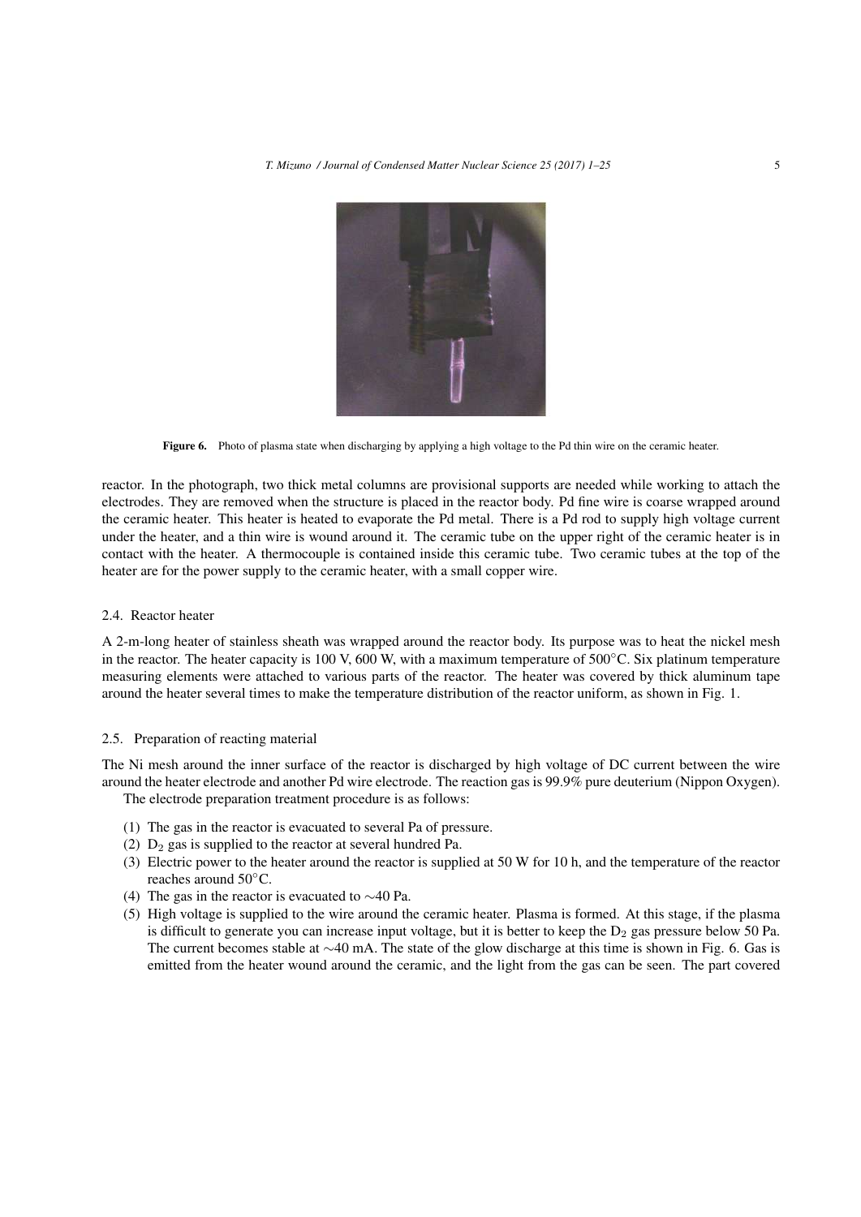Figure 6. Photo of plasma state when discharging by applying a high voltage to the Pd thin wire on the ceramic heater.

reactor. In the photograph, two thick metal columns are provisional supports are needed while working to attach the electrodes. They are removed when the structure is placed in the reactor body. Pd fine wire is coarse wrapped around the ceramic heater. This heater is heated to evaporate the Pd metal. There is a Pd rod to supply high voltage current under the heater, and a thin wire is wound around it. The ceramic tube on the upper right of the ceramic heater is in contact with the heater. A thermocouple is contained inside this ceramic tube. Two ceramic tubes at the top of the heater are for the power supply to the ceramic heater, with a small copper wire.

### 2.4. Reactor heater

A 2-m-long heater of stainless sheath was wrapped around the reactor body. Its purpose was to heat the nickel mesh in the reactor. The heater capacity is 100 V, 600 W, with a maximum temperature of 500°C. Six platinum temperature measuring elements were attached to various parts of the reactor. The heater was covered by thick aluminum tape around the heater several times to make the temperature distribution of the reactor uniform, as shown in Fig. 1.

### 2.5. Preparation of reacting material

The Ni mesh around the inner surface of the reactor is discharged by high voltage of DC current between the wire around the heater electrode and another Pd wire electrode. The reaction gas is 99.9% pure deuterium (Nippon Oxygen).

The electrode preparation treatment procedure is as follows:

(1) The gas in the reactor is evacuated to several Pa of pressure.
(2) $D_2$ gas is supplied to the reactor at several hundred Pa.
(3) Electric power to the heater around the reactor is supplied at 50 W for 10 h, and the temperature of the reactor reaches around 50°C.
(4) The gas in the reactor is evacuated to ∼40 Pa.
(5) High voltage is supplied to the wire around the ceramic heater. Plasma is formed. At this stage, if the plasma is difficult to generate you can increase input voltage, but it is better to keep the $D_2$ gas pressure below 50 Pa. The current becomes stable at ∼40 mA. The state of the glow discharge at this time is shown in Fig. 6. Gas is emitted from the heater wound around the ceramic, and the light from the gas can be seen. The part covered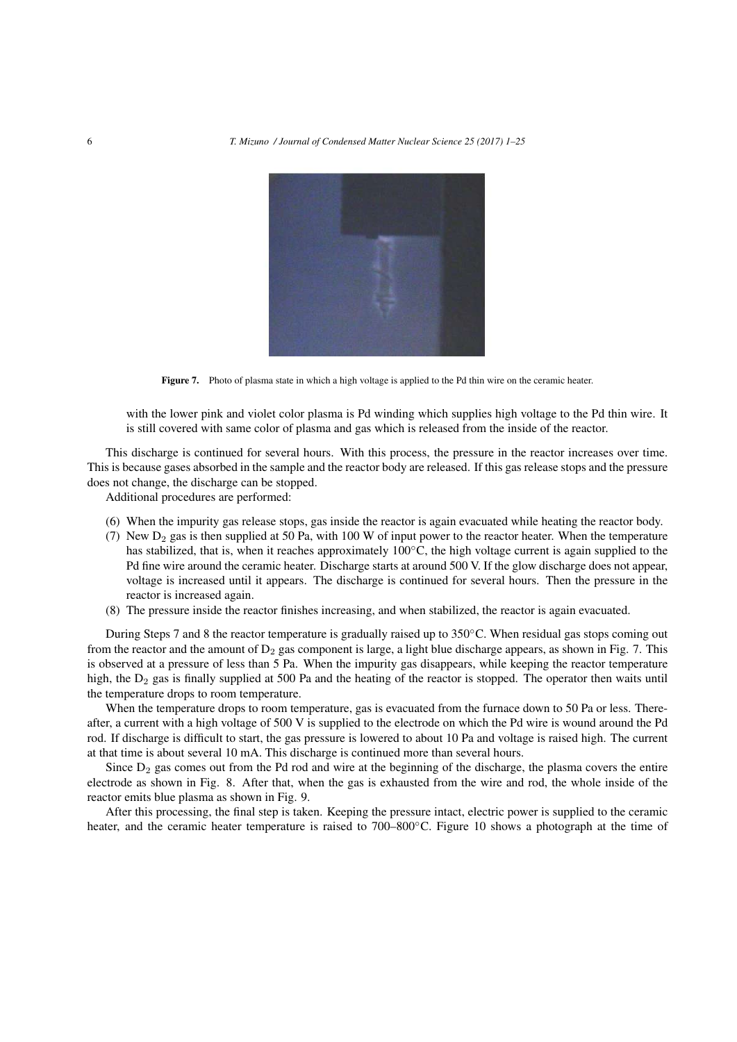Figure 7. Photo of plasma state in which a high voltage is applied to the Pd thin wire on the ceramic heater.

with the lower pink and violet color plasma is Pd winding which supplies high voltage to the Pd thin wire. It is still covered with same color of plasma and gas which is released from the inside of the reactor.

This discharge is continued for several hours. With this process, the pressure in the reactor increases over time. This is because gases absorbed in the sample and the reactor body are released. If this gas release stops and the pressure does not change, the discharge can be stopped.

Additional procedures are performed:

(6) When the impurity gas release stops, gas inside the reactor is again evacuated while heating the reactor body.
(7) New $D_2$ gas is then supplied at 50 Pa, with 100 W of input power to the reactor heater. When the temperature has stabilized, that is, when it reaches approximately 100°C, the high voltage current is again supplied to the Pd fine wire around the ceramic heater. Discharge starts at around 500 V. If the glow discharge does not appear, voltage is increased until it appears. The discharge is continued for several hours. Then the pressure in the reactor is increased again.
(8) The pressure inside the reactor finishes increasing, and when stabilized, the reactor is again evacuated.

During Steps 7 and 8 the reactor temperature is gradually raised up to 350°C. When residual gas stops coming out from the reactor and the amount of $D_2$ gas component is large, a light blue discharge appears, as shown in Fig. 7. This is observed at a pressure of less than 5 Pa. When the impurity gas disappears, while keeping the reactor temperature high, the $D_2$ gas is finally supplied at 500 Pa and the heating of the reactor is stopped. The operator then waits until the temperature drops to room temperature.

When the temperature drops to room temperature, gas is evacuated from the furnace down to 50 Pa or less. Thereafter, a current with a high voltage of 500 V is supplied to the electrode on which the Pd wire is wound around the Pd rod. If discharge is difficult to start, the gas pressure is lowered to about 10 Pa and voltage is raised high. The current at that time is about several 10 mA. This discharge is continued more than several hours.

Since $D_2$ gas comes out from the Pd rod and wire at the beginning of the discharge, the plasma covers the entire electrode as shown in Fig. 8. After that, when the gas is exhausted from the wire and rod, the whole inside of the reactor emits blue plasma as shown in Fig. 9.

After this processing, the final step is taken. Keeping the pressure intact, electric power is supplied to the ceramic heater, and the ceramic heater temperature is raised to 700–800°C. Figure 10 shows a photograph at the time of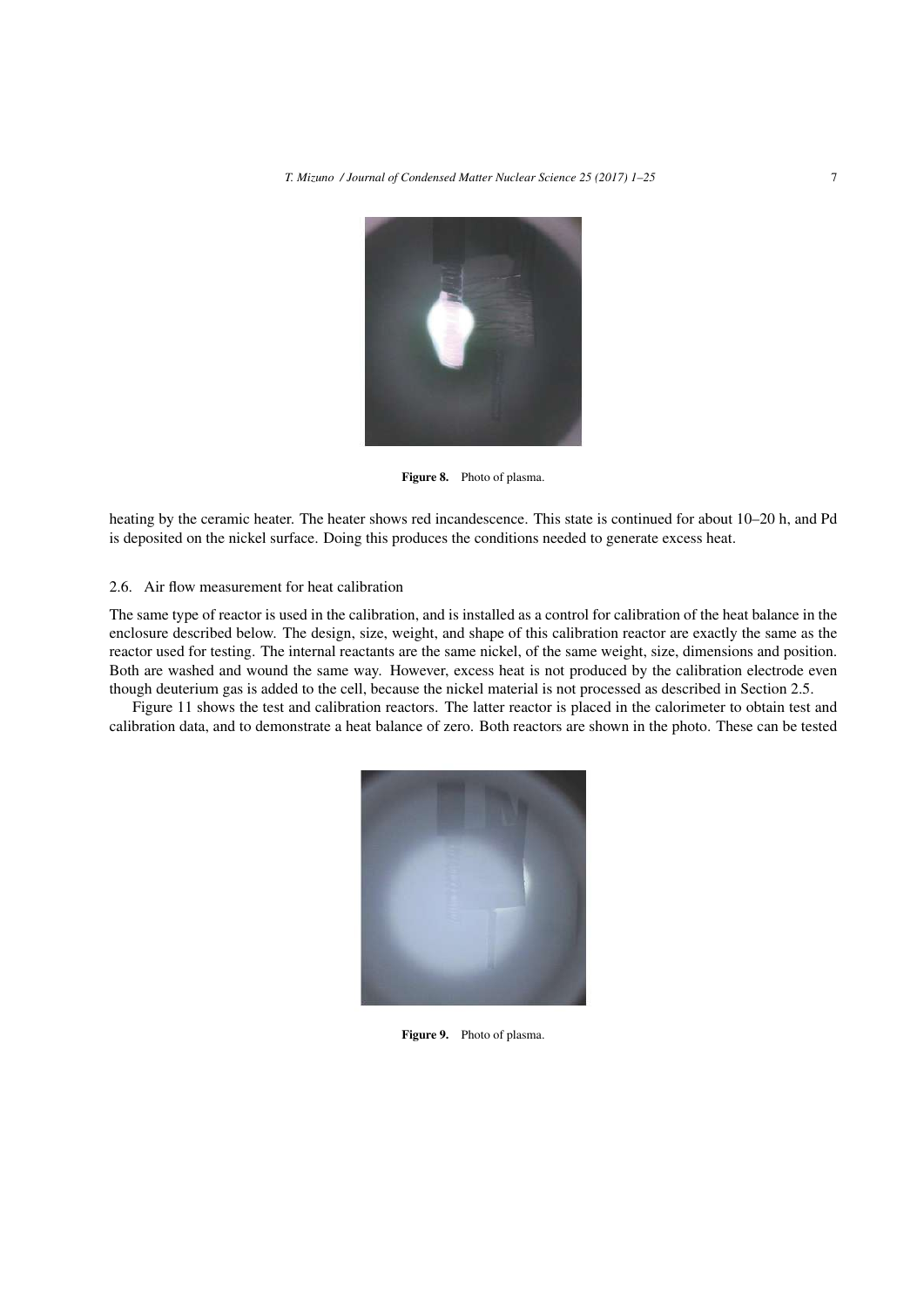Figure 8. Photo of plasma.

heating by the ceramic heater. The heater shows red incandescence. This state is continued for about 10–20 h, and Pd is deposited on the nickel surface. Doing this produces the conditions needed to generate excess heat.

### 2.6. Air flow measurement for heat calibration

The same type of reactor is used in the calibration, and is installed as a control for calibration of the heat balance in the enclosure described below. The design, size, weight, and shape of this calibration reactor are exactly the same as the reactor used for testing. The internal reactants are the same nickel, of the same weight, size, dimensions and position. Both are washed and wound the same way. However, excess heat is not produced by the calibration electrode even though deuterium gas is added to the cell, because the nickel material is not processed as described in Section 2.5.

Figure 11 shows the test and calibration reactors. The latter reactor is placed in the calorimeter to obtain test and calibration data, and to demonstrate a heat balance of zero. Both reactors are shown in the photo. These can be tested

Figure 9. Photo of plasma.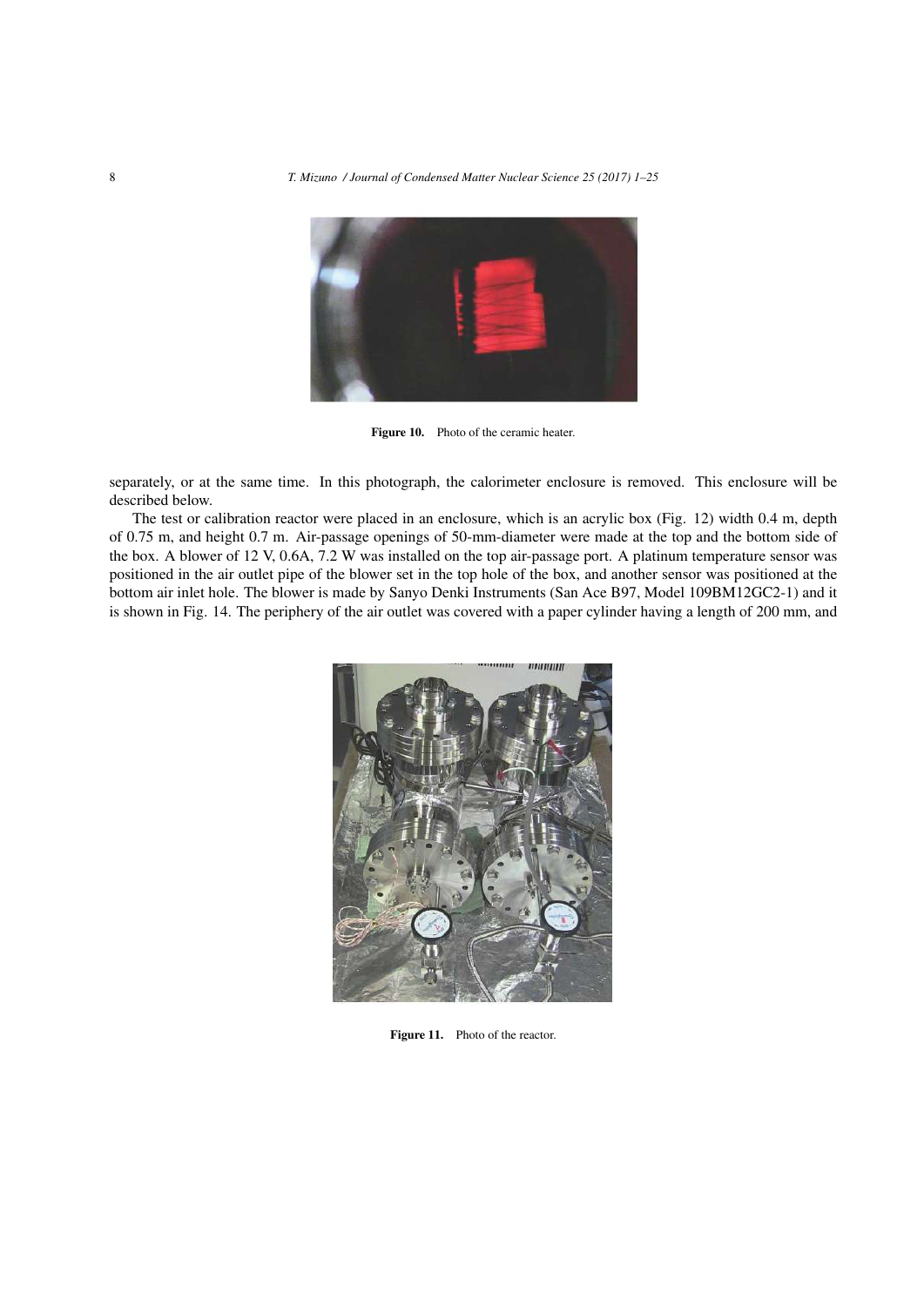Figure 10. Photo of the ceramic heater.

separately, or at the same time. In this photograph, the calorimeter enclosure is removed. This enclosure will be described below.

The test or calibration reactor were placed in an enclosure, which is an acrylic box (Fig. 12) width 0.4 m, depth of 0.75 m, and height 0.7 m. Air-passage openings of 50-mm-diameter were made at the top and the bottom side of the box. A blower of 12 V, 0.6A, 7.2 W was installed on the top air-passage port. A platinum temperature sensor was positioned in the air outlet pipe of the blower set in the top hole of the box, and another sensor was positioned at the bottom air inlet hole. The blower is made by Sanyo Denki Instruments (San Ace B97, Model 109BM12GC2-1) and it is shown in Fig. 14. The periphery of the air outlet was covered with a paper cylinder having a length of 200 mm, and

Figure 11. Photo of the reactor.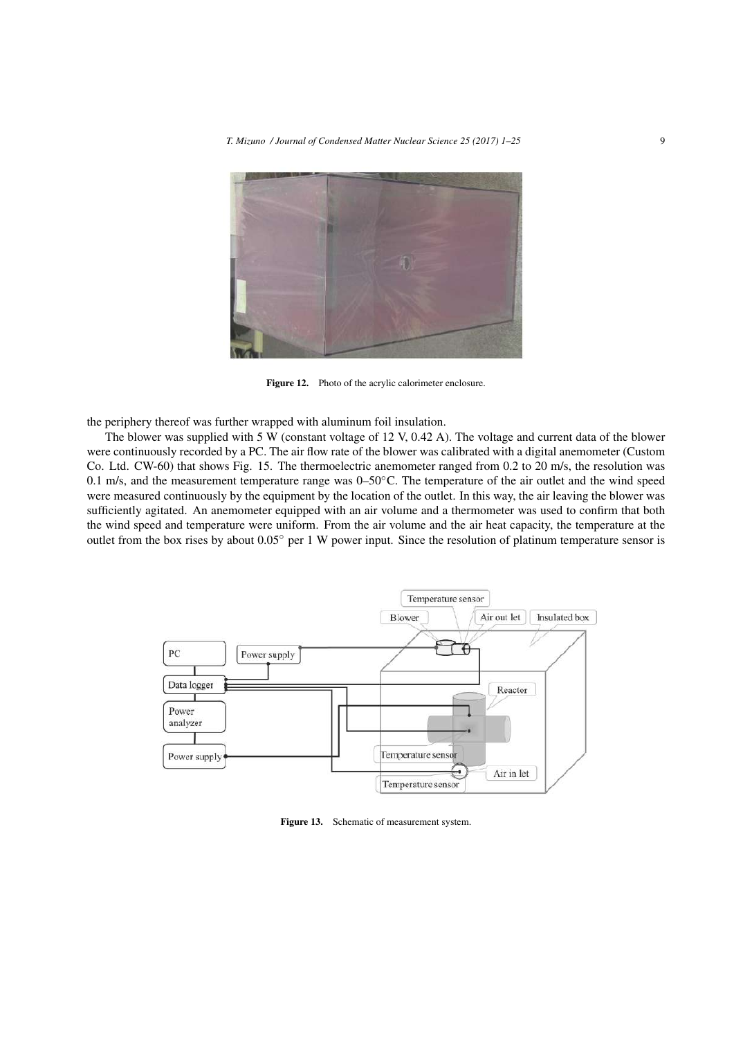Figure 12. Photo of the acrylic calorimeter enclosure.

the periphery thereof was further wrapped with aluminum foil insulation.

The blower was supplied with 5 W (constant voltage of 12 V, 0.42 A). The voltage and current data of the blower were continuously recorded by a PC. The air flow rate of the blower was calibrated with a digital anemometer (Custom Co. Ltd. CW-60) that shows Fig. 15. The thermoelectric anemometer ranged from 0.2 to 20 m/s, the resolution was 0.1 m/s, and the measurement temperature range was 0–50°C. The temperature of the air outlet and the wind speed were measured continuously by the equipment by the location of the outlet. In this way, the air leaving the blower was sufficiently agitated. An anemometer equipped with an air volume and a thermometer was used to confirm that both the wind speed and temperature were uniform. From the air volume and the air heat capacity, the temperature at the outlet from the box rises by about 0.05° per 1 W power input. Since the resolution of platinum temperature sensor is

Figure 13. Schematic of measurement system.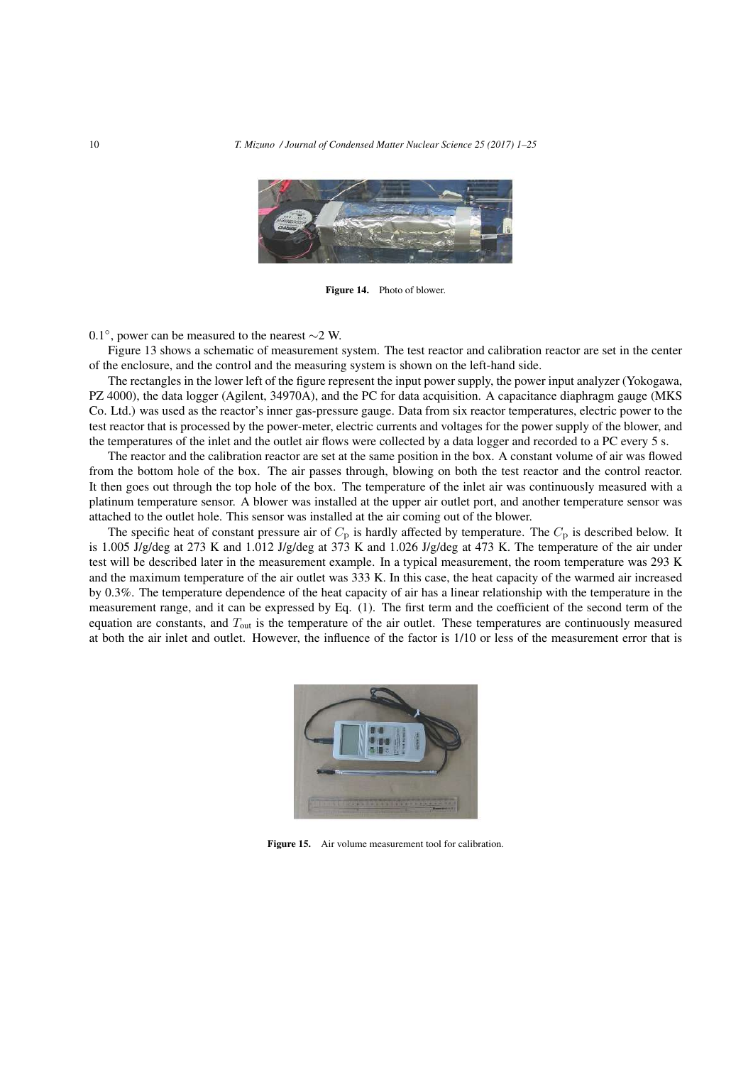**Figure 14.** Photo of blower.

0.1°, power can be measured to the nearest ∼2 W.

Figure 13 shows a schematic of measurement system. The test reactor and calibration reactor are set in the center of the enclosure, and the control and the measuring system is shown on the left-hand side.

The rectangles in the lower left of the figure represent the input power supply, the power input analyzer (Yokogawa, PZ 4000), the data logger (Agilent, 34970A), and the PC for data acquisition. A capacitance diaphragm gauge (MKS Co. Ltd.) was used as the reactor's inner gas-pressure gauge. Data from six reactor temperatures, electric power to the test reactor that is processed by the power-meter, electric currents and voltages for the power supply of the blower, and the temperatures of the inlet and the outlet air flows were collected by a data logger and recorded to a PC every 5 s.

The reactor and the calibration reactor are set at the same position in the box. A constant volume of air was flowed from the bottom hole of the box. The air passes through, blowing on both the test reactor and the control reactor. It then goes out through the top hole of the box. The temperature of the inlet air was continuously measured with a platinum temperature sensor. A blower was installed at the upper air outlet port, and another temperature sensor was attached to the outlet hole. This sensor was installed at the air coming out of the blower.

The specific heat of constant pressure air of $C_\mathrm{p}$ is hardly affected by temperature. The $C_\mathrm{p}$ is described below. It is 1.005 J/g/deg at 273 K and 1.012 J/g/deg at 373 K and 1.026 J/g/deg at 473 K. The temperature of the air under test will be described later in the measurement example. In a typical measurement, the room temperature was 293 K and the maximum temperature of the air outlet was 333 K. In this case, the heat capacity of the warmed air increased by 0.3%. The temperature dependence of the heat capacity of air has a linear relationship with the temperature in the measurement range, and it can be expressed by Eq. (1). The first term and the coefficient of the second term of the equation are constants, and $T_\mathrm{out}$ is the temperature of the air outlet. These temperatures are continuously measured at both the air inlet and outlet. However, the influence of the factor is 1/10 or less of the measurement error that is

**Figure 15.** Air volume measurement tool for calibration.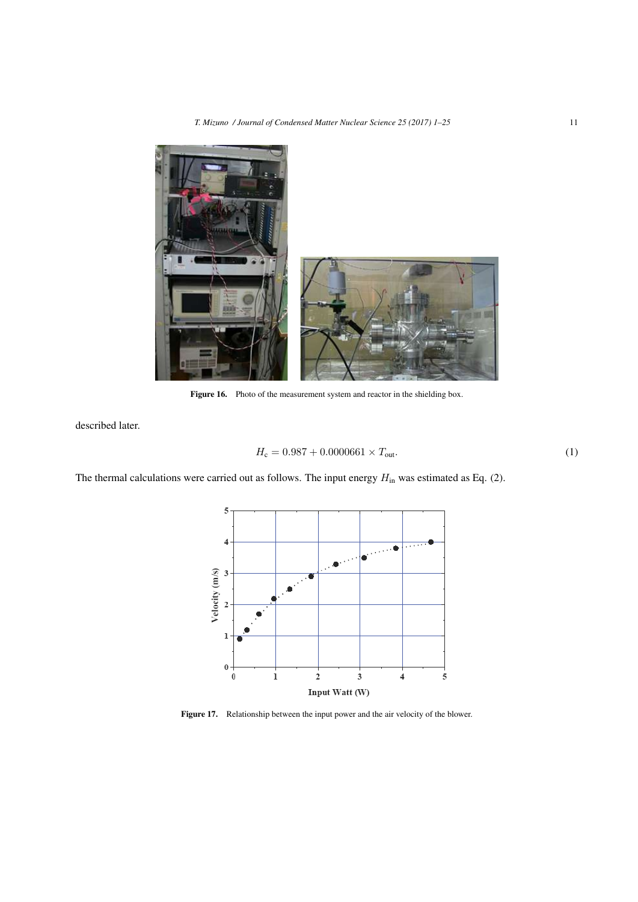Figure 16. Photo of the measurement system and reactor in the shielding box.

described later.

$$H_c = 0.987 + 0.0000661 \times T_{out}. \tag{1}$$

The thermal calculations were carried out as follows. The input energy $H_{in}$ was estimated as Eq. (2).

Figure 17. Relationship between the input power and the air velocity of the blower.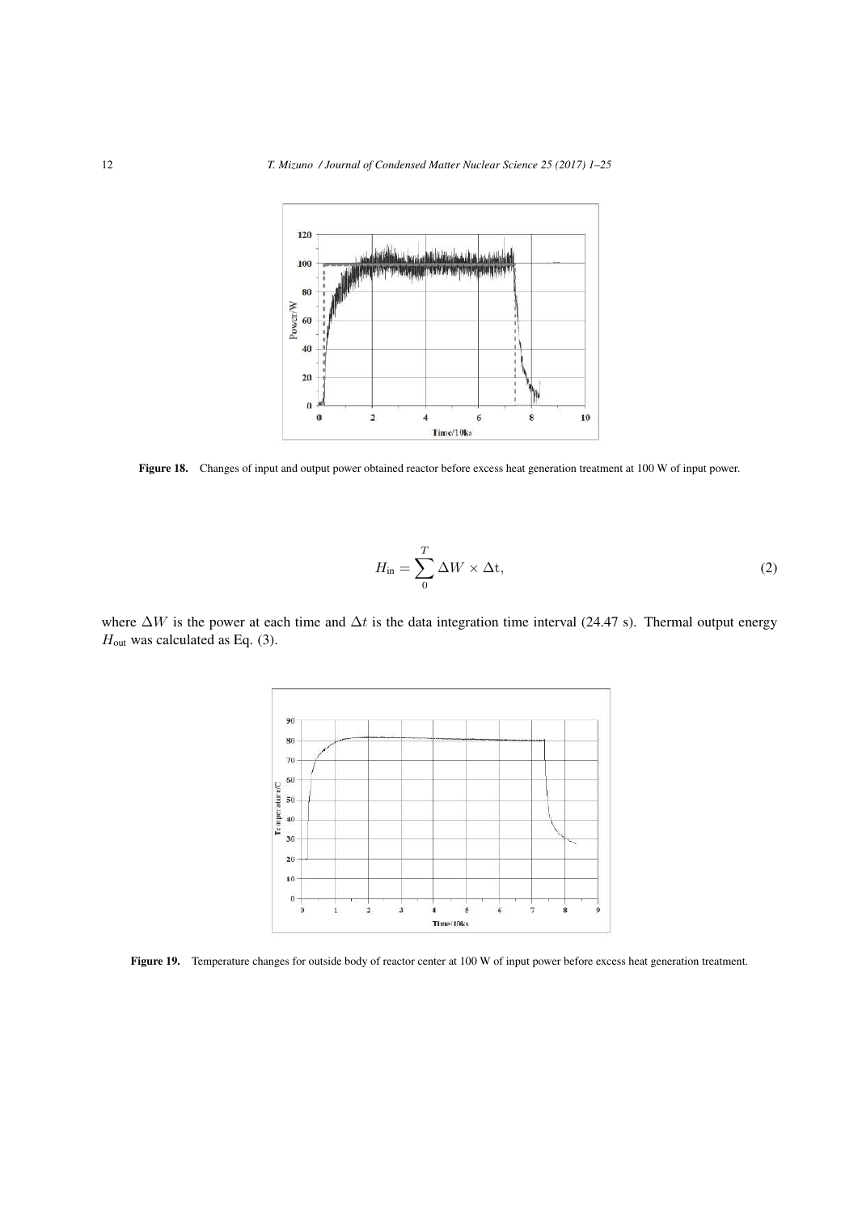**Figure 18.** Changes of input and output power obtained reactor before excess heat generation treatment at 100 W of input power.

$$H_{\text{in}} = \sum_{0}^{T} \Delta W \times \Delta \text{t}, \tag{2}$$

where $\Delta W$ is the power at each time and $\Delta t$ is the data integration time interval (24.47 s). Thermal output energy $H_{\text{out}}$ was calculated as Eq. (3).

**Figure 19.** Temperature changes for outside body of reactor center at 100 W of input power before excess heat generation treatment.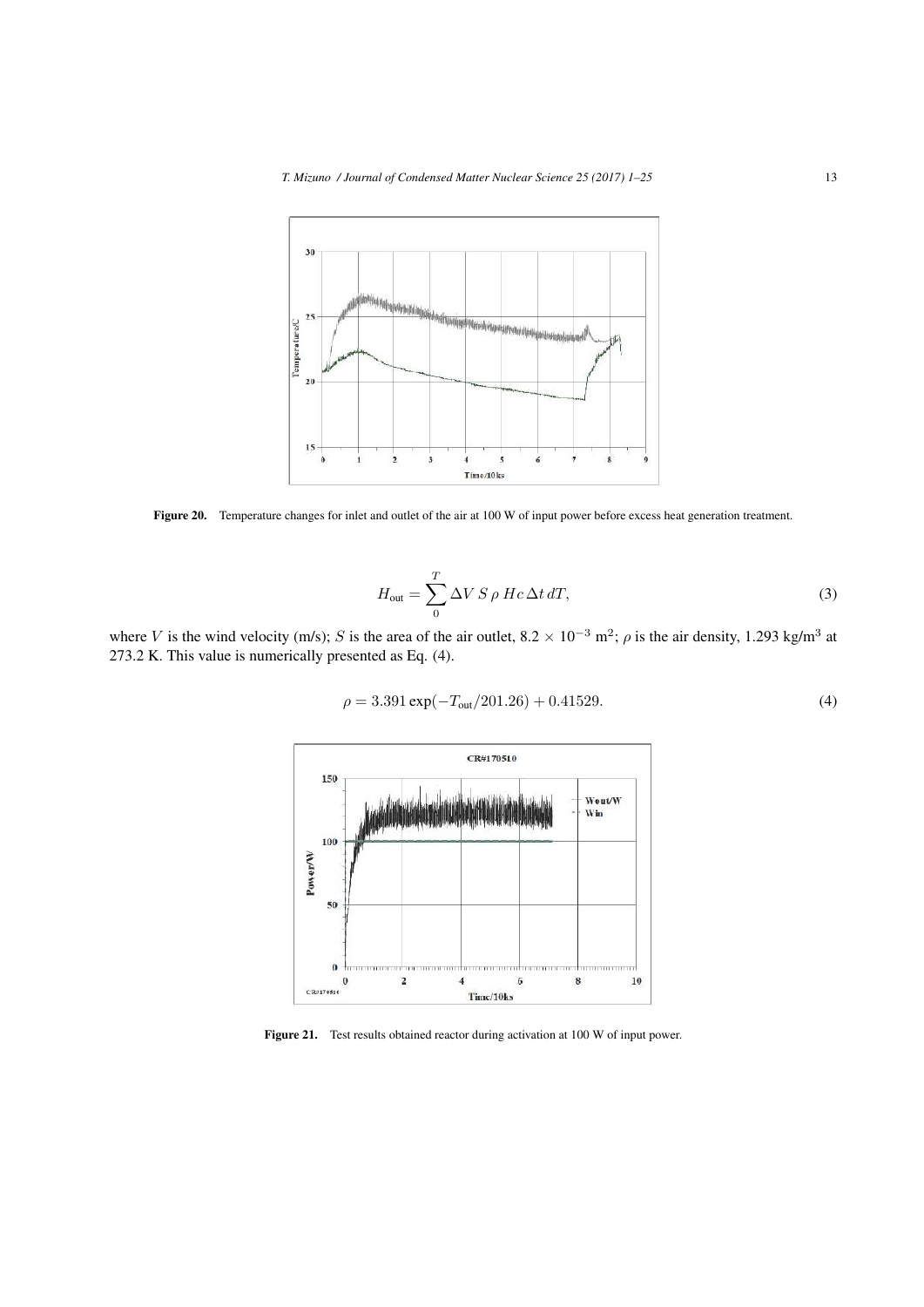Figure 20. Temperature changes for inlet and outlet of the air at 100 W of input power before excess heat generation treatment.

$$H_{\text{out}} = \sum_{0}^{T} \Delta V \, S \, \rho \, Hc \, \Delta t \, dT, \tag{3}$$

where $V$ is the wind velocity (m/s); $S$ is the area of the air outlet, $8.2 \times 10^{-3}$ m$^2$; $\rho$ is the air density, 1.293 kg/m$^3$ at 273.2 K. This value is numerically presented as Eq. (4).

$$\rho = 3.391 \exp(-T_{\text{out}}/201.26) + 0.41529. \tag{4}$$

Figure 21. Test results obtained reactor during activation at 100 W of input power.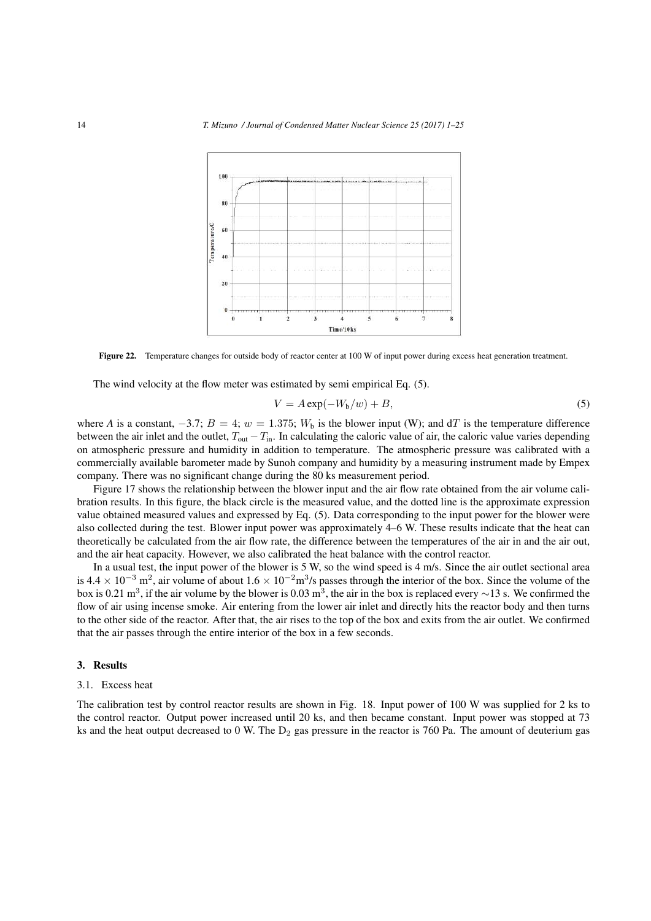Figure 22. Temperature changes for outside body of reactor center at 100 W of input power during excess heat generation treatment.

The wind velocity at the flow meter was estimated by semi empirical Eq. (5).

$$V = A \exp(-W_{\mathrm{b}}/w) + B, \tag{5}$$

where $A$ is a constant, $-3.7$; $B = 4$; $w = 1.375$; $W_{\mathrm{b}}$ is the blower input (W); and $\mathrm{d}T$ is the temperature difference between the air inlet and the outlet, $T_{\mathrm{out}} - T_{\mathrm{in}}$. In calculating the caloric value of air, the caloric value varies depending on atmospheric pressure and humidity in addition to temperature. The atmospheric pressure was calibrated with a commercially available barometer made by Sunoh company and humidity by a measuring instrument made by Empex company. There was no significant change during the 80 ks measurement period.

Figure 17 shows the relationship between the blower input and the air flow rate obtained from the air volume calibration results. In this figure, the black circle is the measured value, and the dotted line is the approximate expression value obtained measured values and expressed by Eq. (5). Data corresponding to the input power for the blower were also collected during the test. Blower input power was approximately 4–6 W. These results indicate that the heat can theoretically be calculated from the air flow rate, the difference between the temperatures of the air in and the air out, and the air heat capacity. However, we also calibrated the heat balance with the control reactor.

In a usual test, the input power of the blower is 5 W, so the wind speed is 4 m/s. Since the air outlet sectional area is $4.4 \times 10^{-3}$ m$^2$, air volume of about $1.6 \times 10^{-2}$m$^3$/s passes through the interior of the box. Since the volume of the box is 0.21 m$^3$, if the air volume by the blower is 0.03 m$^3$, the air in the box is replaced every $\sim$13 s. We confirmed the flow of air using incense smoke. Air entering from the lower air inlet and directly hits the reactor body and then turns to the other side of the reactor. After that, the air rises to the top of the box and exits from the air outlet. We confirmed that the air passes through the entire interior of the box in a few seconds.

## 3. Results

### 3.1. Excess heat

The calibration test by control reactor results are shown in Fig. 18. Input power of 100 W was supplied for 2 ks to the control reactor. Output power increased until 20 ks, and then became constant. Input power was stopped at 73 ks and the heat output decreased to 0 W. The $D_2$ gas pressure in the reactor is 760 Pa. The amount of deuterium gas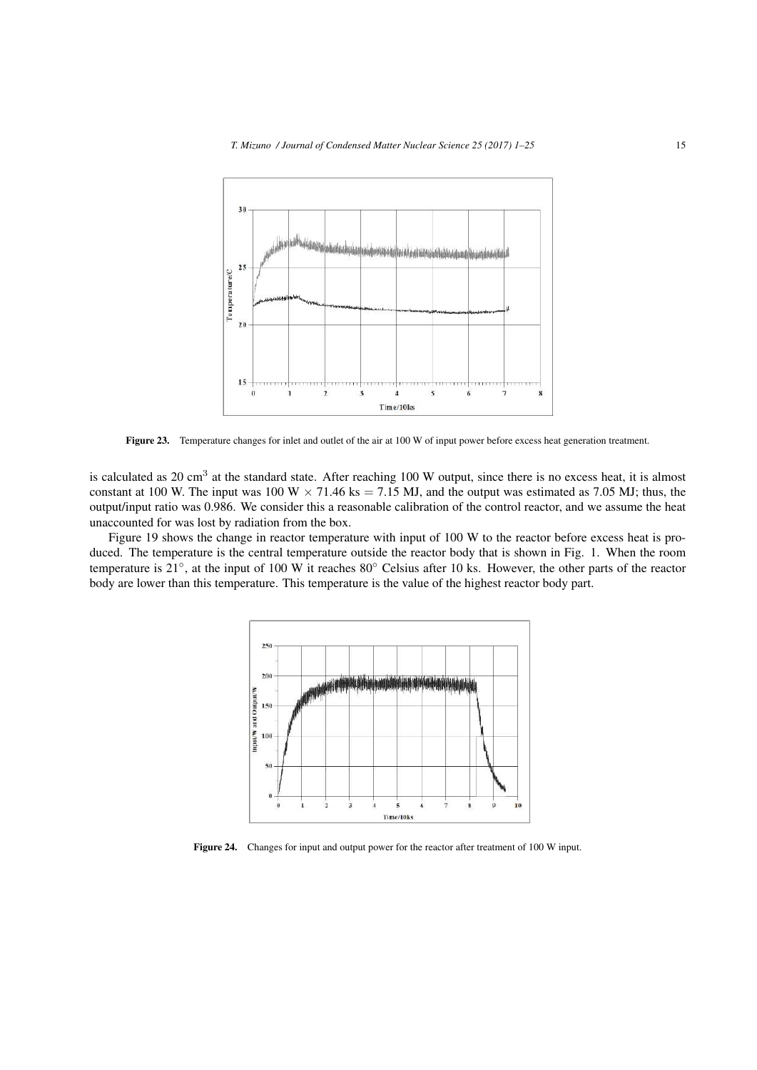Figure 23. Temperature changes for inlet and outlet of the air at 100 W of input power before excess heat generation treatment.

is calculated as 20 $cm^3$ at the standard state. After reaching 100 W output, since there is no excess heat, it is almost constant at 100 W. The input was 100 W $\times$ 71.46 ks = 7.15 MJ, and the output was estimated as 7.05 MJ; thus, the output/input ratio was 0.986. We consider this a reasonable calibration of the control reactor, and we assume the heat unaccounted for was lost by radiation from the box.

Figure 19 shows the change in reactor temperature with input of 100 W to the reactor before excess heat is produced. The temperature is the central temperature outside the reactor body that is shown in Fig. 1. When the room temperature is 21°, at the input of 100 W it reaches 80° Celsius after 10 ks. However, the other parts of the reactor body are lower than this temperature. This temperature is the value of the highest reactor body part.

Figure 24. Changes for input and output power for the reactor after treatment of 100 W input.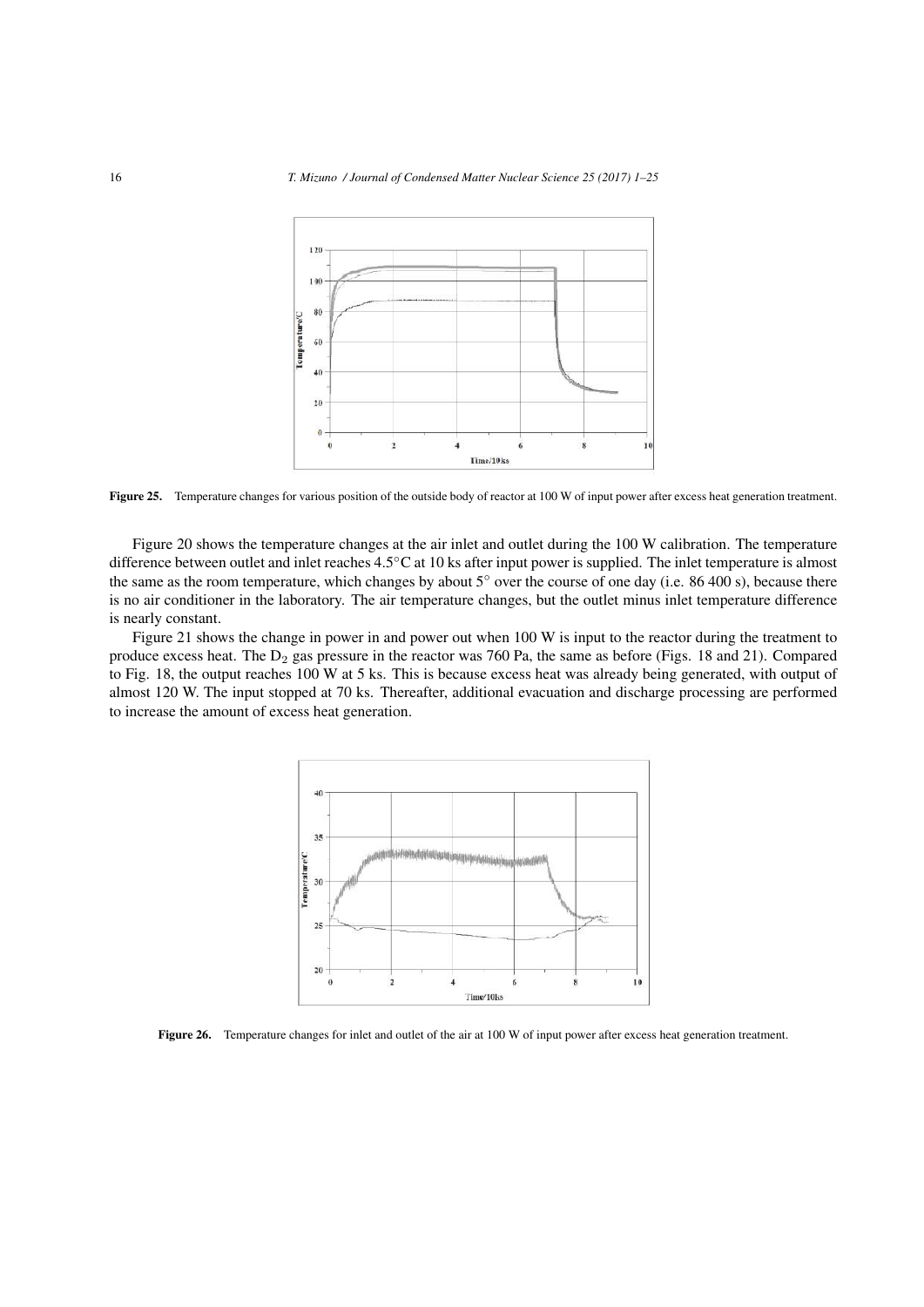Figure 25. Temperature changes for various position of the outside body of reactor at 100 W of input power after excess heat generation treatment.

Figure 20 shows the temperature changes at the air inlet and outlet during the 100 W calibration. The temperature difference between outlet and inlet reaches 4.5°C at 10 ks after input power is supplied. The inlet temperature is almost the same as the room temperature, which changes by about 5° over the course of one day (i.e. 86 400 s), because there is no air conditioner in the laboratory. The air temperature changes, but the outlet minus inlet temperature difference is nearly constant.

Figure 21 shows the change in power in and power out when 100 W is input to the reactor during the treatment to produce excess heat. The $D_2$ gas pressure in the reactor was 760 Pa, the same as before (Figs. 18 and 21). Compared to Fig. 18, the output reaches 100 W at 5 ks. This is because excess heat was already being generated, with output of almost 120 W. The input stopped at 70 ks. Thereafter, additional evacuation and discharge processing are performed to increase the amount of excess heat generation.

Figure 26. Temperature changes for inlet and outlet of the air at 100 W of input power after excess heat generation treatment.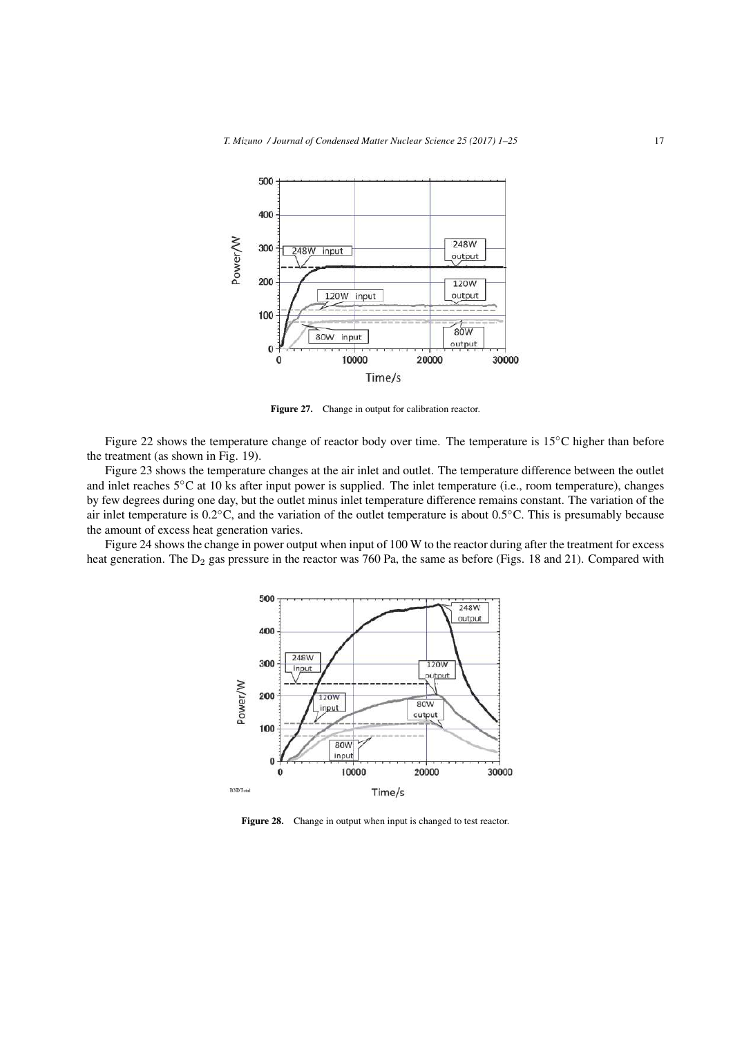**Figure 27.** Change in output for calibration reactor.

Figure 22 shows the temperature change of reactor body over time. The temperature is 15°C higher than before the treatment (as shown in Fig. 19).

Figure 23 shows the temperature changes at the air inlet and outlet. The temperature difference between the outlet and inlet reaches 5°C at 10 ks after input power is supplied. The inlet temperature (i.e., room temperature), changes by few degrees during one day, but the outlet minus inlet temperature difference remains constant. The variation of the air inlet temperature is 0.2°C, and the variation of the outlet temperature is about 0.5°C. This is presumably because the amount of excess heat generation varies.

Figure 24 shows the change in power output when input of 100 W to the reactor during after the treatment for excess heat generation. The $D_2$ gas pressure in the reactor was 760 Pa, the same as before (Figs. 18 and 21). Compared with

**Figure 28.** Change in output when input is changed to test reactor.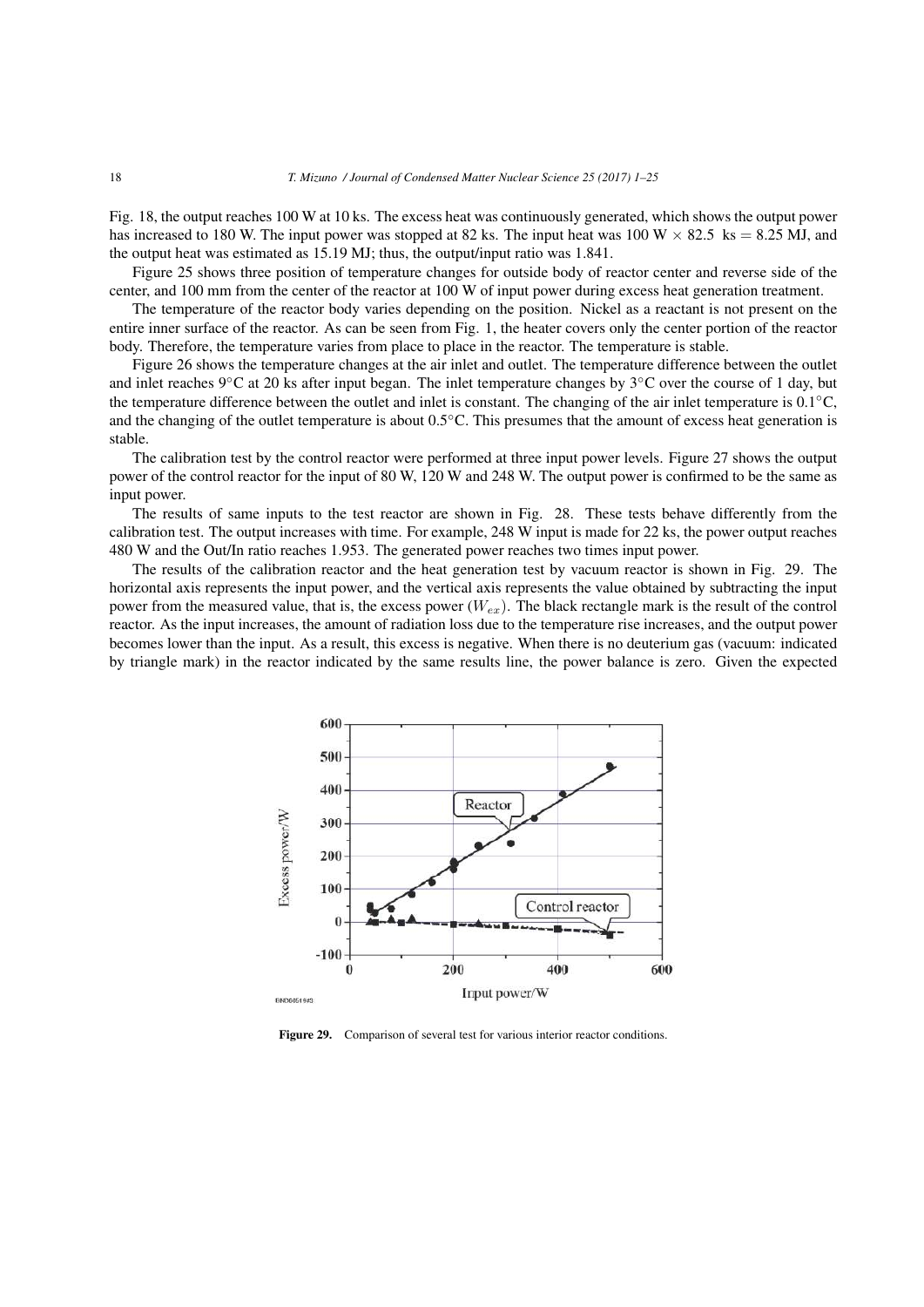Fig. 18, the output reaches 100 W at 10 ks. The excess heat was continuously generated, which shows the output power has increased to 180 W. The input power was stopped at 82 ks. The input heat was 100 W $\times$ 82.5 ks = 8.25 MJ, and the output heat was estimated as 15.19 MJ; thus, the output/input ratio was 1.841.

Figure 25 shows three position of temperature changes for outside body of reactor center and reverse side of the center, and 100 mm from the center of the reactor at 100 W of input power during excess heat generation treatment.

The temperature of the reactor body varies depending on the position. Nickel as a reactant is not present on the entire inner surface of the reactor. As can be seen from Fig. 1, the heater covers only the center portion of the reactor body. Therefore, the temperature varies from place to place in the reactor. The temperature is stable.

Figure 26 shows the temperature changes at the air inlet and outlet. The temperature difference between the outlet and inlet reaches 9°C at 20 ks after input began. The inlet temperature changes by 3°C over the course of 1 day, but the temperature difference between the outlet and inlet is constant. The changing of the air inlet temperature is 0.1°C, and the changing of the outlet temperature is about 0.5°C. This presumes that the amount of excess heat generation is stable.

The calibration test by the control reactor were performed at three input power levels. Figure 27 shows the output power of the control reactor for the input of 80 W, 120 W and 248 W. The output power is confirmed to be the same as input power.

The results of same inputs to the test reactor are shown in Fig. 28. These tests behave differently from the calibration test. The output increases with time. For example, 248 W input is made for 22 ks, the power output reaches 480 W and the Out/In ratio reaches 1.953. The generated power reaches two times input power.

The results of the calibration reactor and the heat generation test by vacuum reactor is shown in Fig. 29. The horizontal axis represents the input power, and the vertical axis represents the value obtained by subtracting the input power from the measured value, that is, the excess power ($W_{ex}$). The black rectangle mark is the result of the control reactor. As the input increases, the amount of radiation loss due to the temperature rise increases, and the output power becomes lower than the input. As a result, this excess is negative. When there is no deuterium gas (vacuum: indicated by triangle mark) in the reactor indicated by the same results line, the power balance is zero. Given the expected

**Figure 29.** Comparison of several test for various interior reactor conditions.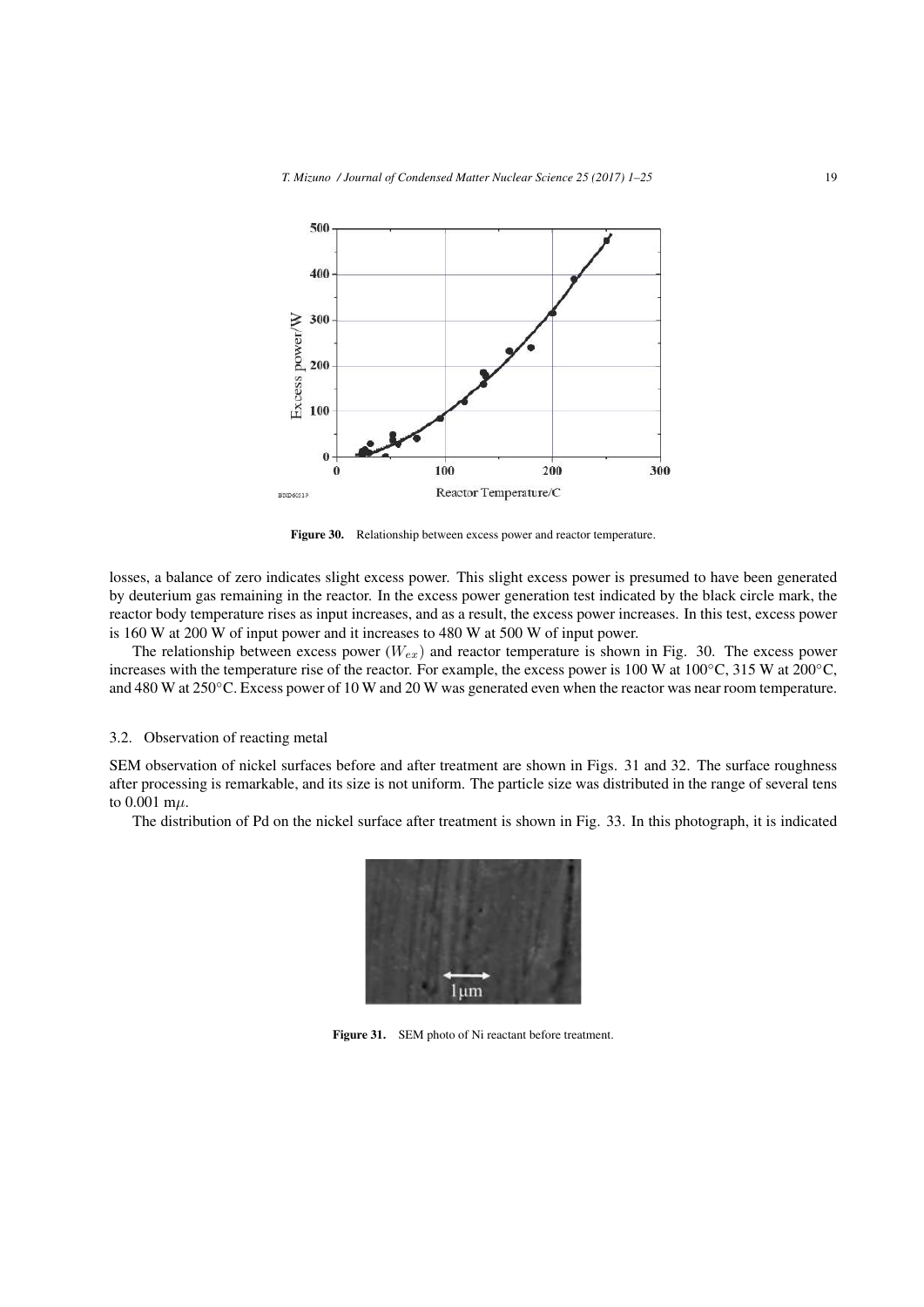Figure 30. Relationship between excess power and reactor temperature.

losses, a balance of zero indicates slight excess power. This slight excess power is presumed to have been generated by deuterium gas remaining in the reactor. In the excess power generation test indicated by the black circle mark, the reactor body temperature rises as input increases, and as a result, the excess power increases. In this test, excess power is 160 W at 200 W of input power and it increases to 480 W at 500 W of input power.

The relationship between excess power ($W_{ex}$) and reactor temperature is shown in Fig. 30. The excess power increases with the temperature rise of the reactor. For example, the excess power is 100 W at 100°C, 315 W at 200°C, and 480 W at 250°C. Excess power of 10 W and 20 W was generated even when the reactor was near room temperature.

### 3.2. Observation of reacting metal

SEM observation of nickel surfaces before and after treatment are shown in Figs. 31 and 32. The surface roughness after processing is remarkable, and its size is not uniform. The particle size was distributed in the range of several tens to 0.001 m$\mu$.

The distribution of Pd on the nickel surface after treatment is shown in Fig. 33. In this photograph, it is indicated

Figure 31. SEM photo of Ni reactant before treatment.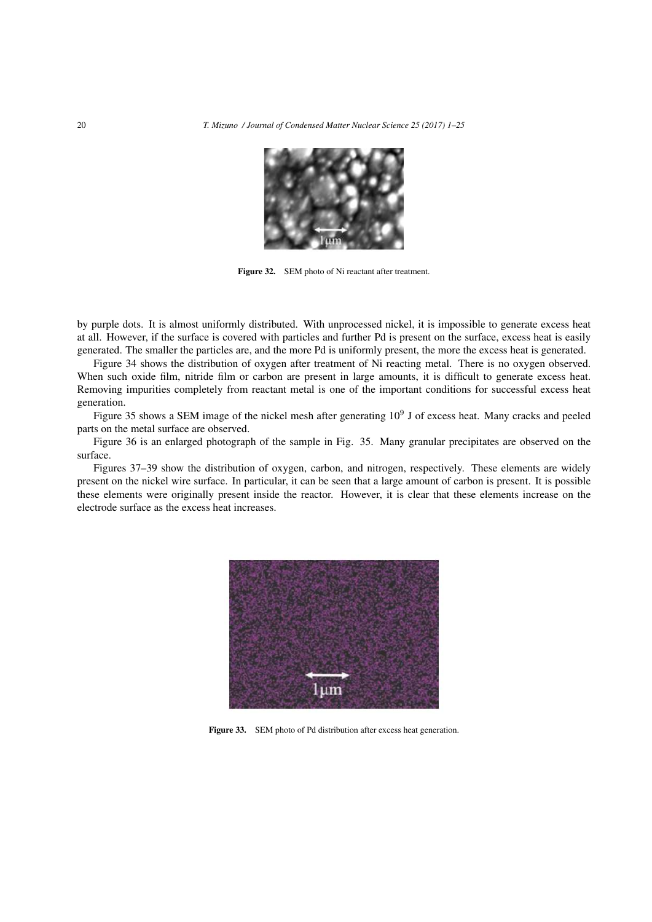Figure 32. SEM photo of Ni reactant after treatment.

by purple dots. It is almost uniformly distributed. With unprocessed nickel, it is impossible to generate excess heat at all. However, if the surface is covered with particles and further Pd is present on the surface, excess heat is easily generated. The smaller the particles are, and the more Pd is uniformly present, the more the excess heat is generated.

Figure 34 shows the distribution of oxygen after treatment of Ni reacting metal. There is no oxygen observed. When such oxide film, nitride film or carbon are present in large amounts, it is difficult to generate excess heat. Removing impurities completely from reactant metal is one of the important conditions for successful excess heat generation.

Figure 35 shows a SEM image of the nickel mesh after generating $10^9$ J of excess heat. Many cracks and peeled parts on the metal surface are observed.

Figure 36 is an enlarged photograph of the sample in Fig. 35. Many granular precipitates are observed on the surface.

Figures 37–39 show the distribution of oxygen, carbon, and nitrogen, respectively. These elements are widely present on the nickel wire surface. In particular, it can be seen that a large amount of carbon is present. It is possible these elements were originally present inside the reactor. However, it is clear that these elements increase on the electrode surface as the excess heat increases.

Figure 33. SEM photo of Pd distribution after excess heat generation.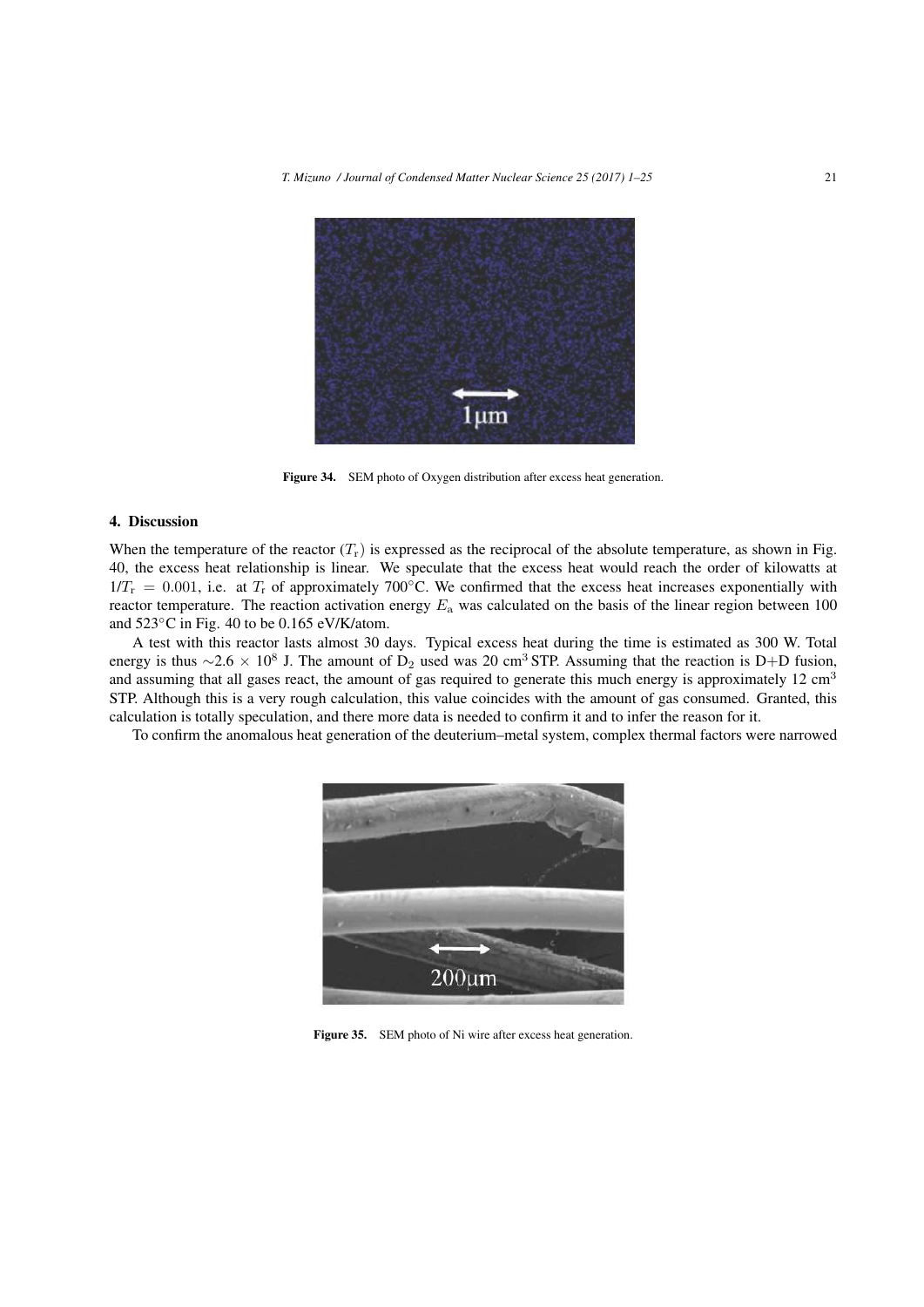Figure 34. SEM photo of Oxygen distribution after excess heat generation.

## 4. Discussion

When the temperature of the reactor ($T_r$) is expressed as the reciprocal of the absolute temperature, as shown in Fig. 40, the excess heat relationship is linear. We speculate that the excess heat would reach the order of kilowatts at $1/T_r = 0.001$, i.e. at $T_r$ of approximately 700°C. We confirmed that the excess heat increases exponentially with reactor temperature. The reaction activation energy $E_a$ was calculated on the basis of the linear region between 100 and 523°C in Fig. 40 to be 0.165 eV/K/atom.

A test with this reactor lasts almost 30 days. Typical excess heat during the time is estimated as 300 W. Total energy is thus $\sim 2.6 \times 10^8$ J. The amount of $D_2$ used was 20 $cm^3$ STP. Assuming that the reaction is D+D fusion, and assuming that all gases react, the amount of gas required to generate this much energy is approximately 12 $cm^3$ STP. Although this is a very rough calculation, this value coincides with the amount of gas consumed. Granted, this calculation is totally speculation, and there more data is needed to confirm it and to infer the reason for it.

To confirm the anomalous heat generation of the deuterium–metal system, complex thermal factors were narrowed

Figure 35. SEM photo of Ni wire after excess heat generation.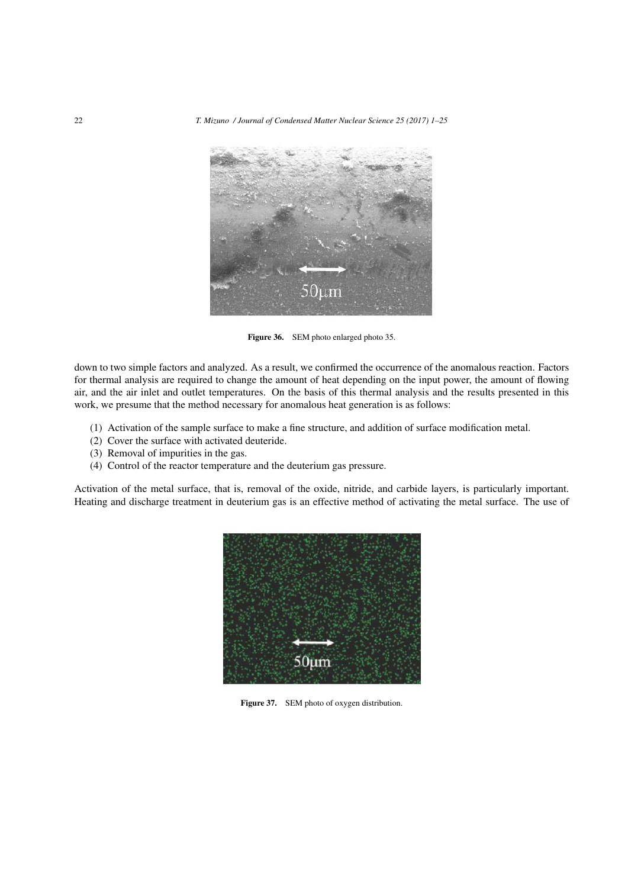Figure 36. SEM photo enlarged photo 35.

down to two simple factors and analyzed. As a result, we confirmed the occurrence of the anomalous reaction. Factors for thermal analysis are required to change the amount of heat depending on the input power, the amount of flowing air, and the air inlet and outlet temperatures. On the basis of this thermal analysis and the results presented in this work, we presume that the method necessary for anomalous heat generation is as follows:

(1) Activation of the sample surface to make a fine structure, and addition of surface modification metal.
(2) Cover the surface with activated deuteride.
(3) Removal of impurities in the gas.
(4) Control of the reactor temperature and the deuterium gas pressure.

Activation of the metal surface, that is, removal of the oxide, nitride, and carbide layers, is particularly important. Heating and discharge treatment in deuterium gas is an effective method of activating the metal surface. The use of

Figure 37. SEM photo of oxygen distribution.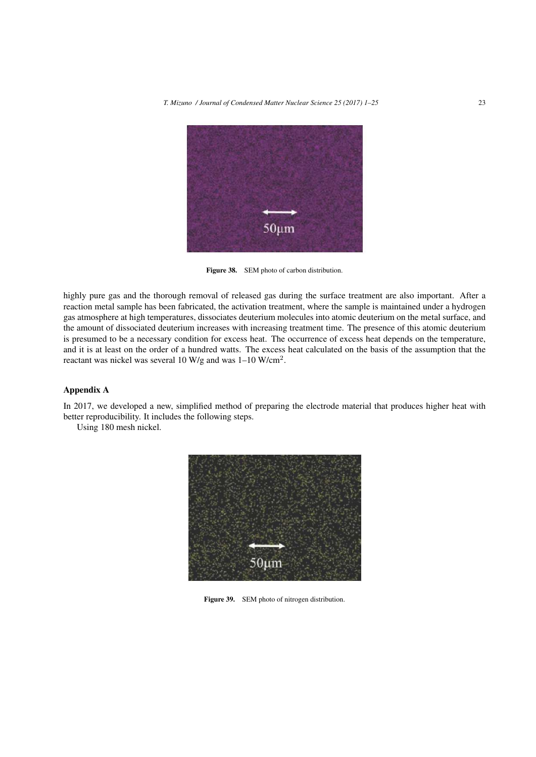Figure 38. SEM photo of carbon distribution.

highly pure gas and the thorough removal of released gas during the surface treatment are also important. After a reaction metal sample has been fabricated, the activation treatment, where the sample is maintained under a hydrogen gas atmosphere at high temperatures, dissociates deuterium molecules into atomic deuterium on the metal surface, and the amount of dissociated deuterium increases with increasing treatment time. The presence of this atomic deuterium is presumed to be a necessary condition for excess heat. The occurrence of excess heat depends on the temperature, and it is at least on the order of a hundred watts. The excess heat calculated on the basis of the assumption that the reactant was nickel was several 10 W/g and was 1–10 W/cm$^2$.

## Appendix A

In 2017, we developed a new, simplified method of preparing the electrode material that produces higher heat with better reproducibility. It includes the following steps.

Using 180 mesh nickel.

Figure 39. SEM photo of nitrogen distribution.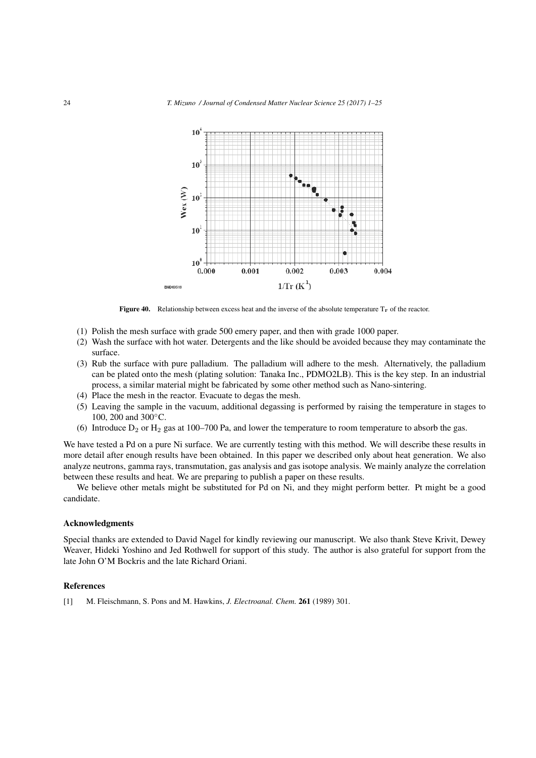Figure 40. Relationship between excess heat and the inverse of the absolute temperature $T_r$ of the reactor.

(1) Polish the mesh surface with grade 500 emery paper, and then with grade 1000 paper.
(2) Wash the surface with hot water. Detergents and the like should be avoided because they may contaminate the surface.
(3) Rub the surface with pure palladium. The palladium will adhere to the mesh. Alternatively, the palladium can be plated onto the mesh (plating solution: Tanaka Inc., PDMO2LB). This is the key step. In an industrial process, a similar material might be fabricated by some other method such as Nano-sintering.
(4) Place the mesh in the reactor. Evacuate to degas the mesh.
(5) Leaving the sample in the vacuum, additional degassing is performed by raising the temperature in stages to 100, 200 and 300°C.
(6) Introduce $D_2$ or $H_2$ gas at 100–700 Pa, and lower the temperature to room temperature to absorb the gas.

We have tested a Pd on a pure Ni surface. We are currently testing with this method. We will describe these results in more detail after enough results have been obtained. In this paper we described only about heat generation. We also analyze neutrons, gamma rays, transmutation, gas analysis and gas isotope analysis. We mainly analyze the correlation between these results and heat. We are preparing to publish a paper on these results.

We believe other metals might be substituted for Pd on Ni, and they might perform better. Pt might be a good candidate.

### Acknowledgments

Special thanks are extended to David Nagel for kindly reviewing our manuscript. We also thank Steve Krivit, Dewey Weaver, Hideki Yoshino and Jed Rothwell for support of this study. The author is also grateful for support from the late John O'M Bockris and the late Richard Oriani.

### References

[1] M. Fleischmann, S. Pons and M. Hawkins, *J. Electroanal. Chem.* **261** (1989) 301.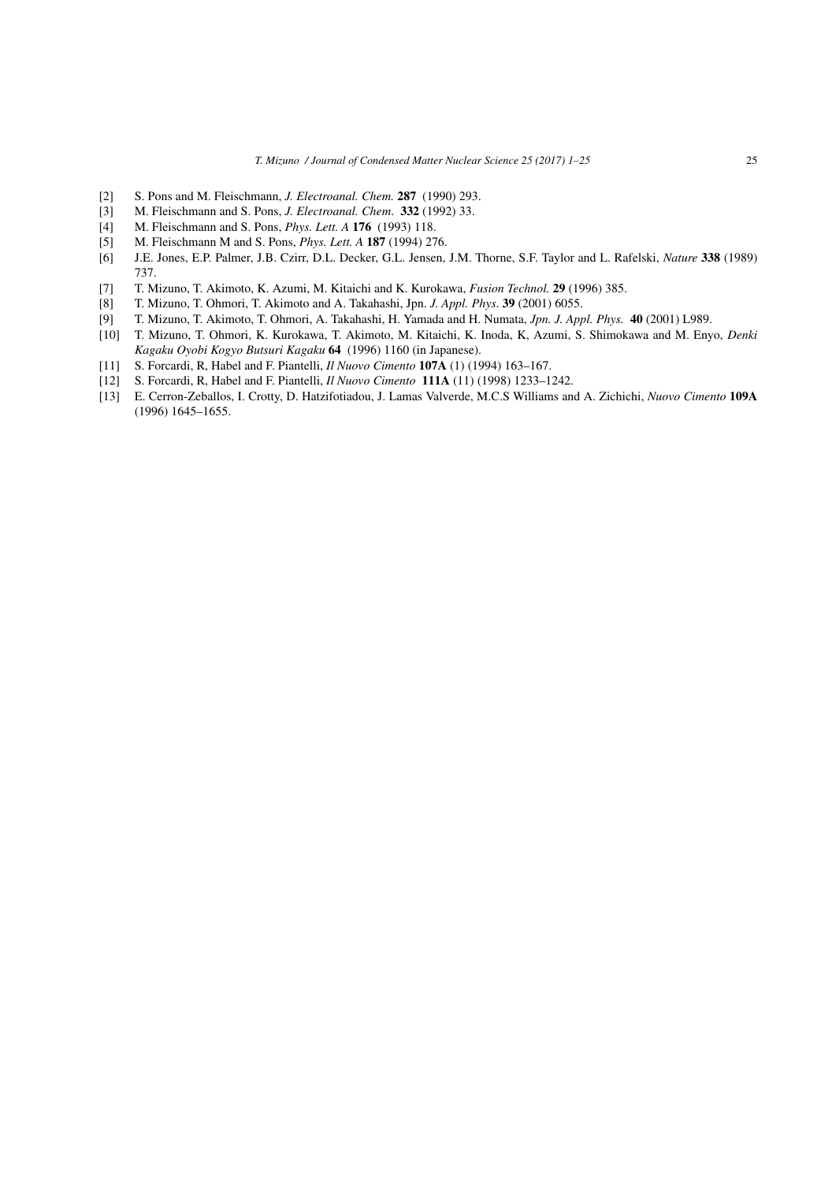[2] S. Pons and M. Fleischmann, *J. Electroanal. Chem.* **287** (1990) 293.

[3] M. Fleischmann and S. Pons, *J. Electroanal. Chem.* **332** (1992) 33.

[4] M. Fleischmann and S. Pons, *Phys. Lett. A* **176** (1993) 118.

[5] M. Fleischmann M and S. Pons, *Phys. Lett. A* **187** (1994) 276.

[6] J.E. Jones, E.P. Palmer, J.B. Czirr, D.L. Decker, G.L. Jensen, J.M. Thorne, S.F. Taylor and L. Rafelski, *Nature* **338** (1989) 737.

[7] T. Mizuno, T. Akimoto, K. Azumi, M. Kitaichi and K. Kurokawa, *Fusion Technol.* **29** (1996) 385.

[8] T. Mizuno, T. Ohmori, T. Akimoto and A. Takahashi, Jpn. *J. Appl. Phys.* **39** (2001) 6055.

[9] T. Mizuno, T. Akimoto, T. Ohmori, A. Takahashi, H. Yamada and H. Numata, *Jpn. J. Appl. Phys.* **40** (2001) L989.

[10] T. Mizuno, T. Ohmori, K. Kurokawa, T. Akimoto, M. Kitaichi, K. Inoda, K, Azumi, S. Shimokawa and M. Enyo, *Denki Kagaku Oyobi Kogyo Butsuri Kagaku* **64** (1996) 1160 (in Japanese).

[11] S. Forcardi, R, Habel and F. Piantelli, *Il Nuovo Cimento* **107A** (1) (1994) 163–167.

[12] S. Forcardi, R, Habel and F. Piantelli, *Il Nuovo Cimento* **111A** (11) (1998) 1233–1242.

[13] E. Cerron-Zeballos, I. Crotty, D. Hatzifotiadou, J. Lamas Valverde, M.C.S Williams and A. Zichichi, *Nuovo Cimento* **109A** (1996) 1645–1655.